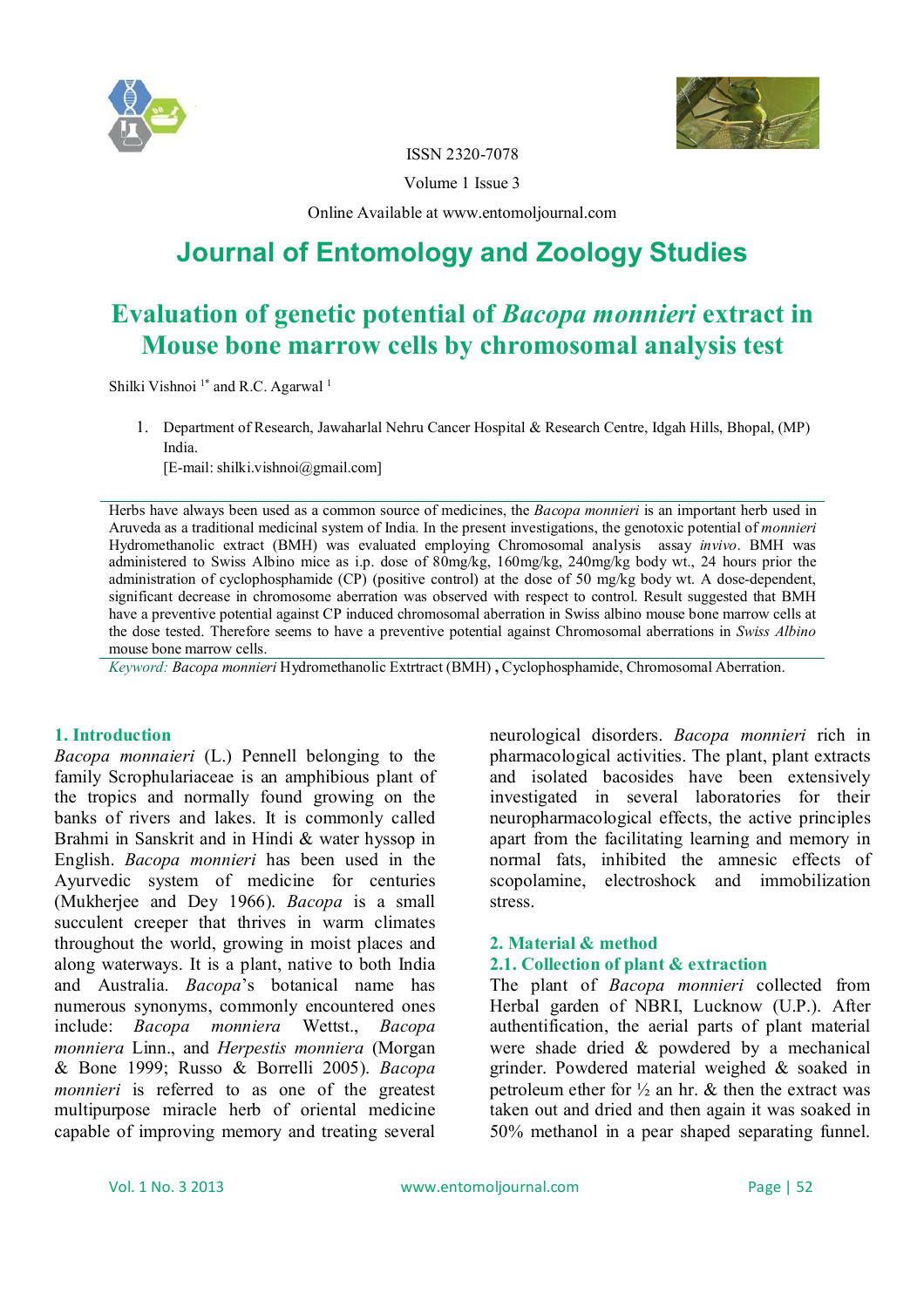ISSN 2320-7078

Volume 1 Issue 3

Online Available at www.entomoljournal.com

# Journal of Entomology and Zoology Studies

## Evaluation of genetic potential of *Bacopa monnieri* extract in Mouse bone marrow cells by chromosomal analysis test

Shilki Vishnoi [1*] and R.C. Agarwal [1]

1. Department of Research, Jawaharlal Nehru Cancer Hospital & Research Centre, Idgah Hills, Bhopal, (MP) India.
   [E-mail: shilki.vishnoi@gmail.com]

Herbs have always been used as a common source of medicines, the *Bacopa monnieri* is an important herb used in Aruveda as a traditional medicinal system of India. In the present investigations, the genotoxic potential of *monnieri* Hydromethanolic extract (BMH) was evaluated employing Chromosomal analysis assay *invivo*. BMH was administered to Swiss Albino mice as i.p. dose of 80mg/kg, 160mg/kg, 240mg/kg body wt., 24 hours prior the administration of cyclophosphamide (CP) (positive control) at the dose of 50 mg/kg body wt. A dose-dependent, significant decrease in chromosome aberration was observed with respect to control. Result suggested that BMH have a preventive potential against CP induced chromosomal aberration in Swiss albino mouse bone marrow cells at the dose tested. Therefore seems to have a preventive potential against Chromosomal aberrations in *Swiss Albino* mouse bone marrow cells.

*Keyword: Bacopa monnieri* Hydromethanolic Extrtract (BMH) **,** Cyclophosphamide, Chromosomal Aberration.

### 1. Introduction

*Bacopa monnaieri* (L.) Pennell belonging to the family Scrophulariaceae is an amphibious plant of the tropics and normally found growing on the banks of rivers and lakes. It is commonly called Brahmi in Sanskrit and in Hindi & water hyssop in English. *Bacopa monnieri* has been used in the Ayurvedic system of medicine for centuries (Mukherjee and Dey 1966). *Bacopa* is a small succulent creeper that thrives in warm climates throughout the world, growing in moist places and along waterways. It is a plant, native to both India and Australia. *Bacopa*'s botanical name has numerous synonyms, commonly encountered ones include: *Bacopa monniera* Wettst., *Bacopa monniera* Linn., and *Herpestis monniera* (Morgan & Bone 1999; Russo & Borrelli 2005). *Bacopa monnieri* is referred to as one of the greatest multipurpose miracle herb of oriental medicine capable of improving memory and treating several neurological disorders. *Bacopa monnieri* rich in pharmacological activities. The plant, plant extracts and isolated bacosides have been extensively investigated in several laboratories for their neuropharmacological effects, the active principles apart from the facilitating learning and memory in normal fats, inhibited the amnesic effects of scopolamine, electroshock and immobilization stress.

### 2. Material & method

#### 2.1. Collection of plant & extraction

The plant of *Bacopa monnieri* collected from Herbal garden of NBRI, Lucknow (U.P.). After authentification, the aerial parts of plant material were shade dried & powdered by a mechanical grinder. Powdered material weighed & soaked in petroleum ether for ½ an hr. & then the extract was taken out and dried and then again it was soaked in 50% methanol in a pear shaped separating funnel.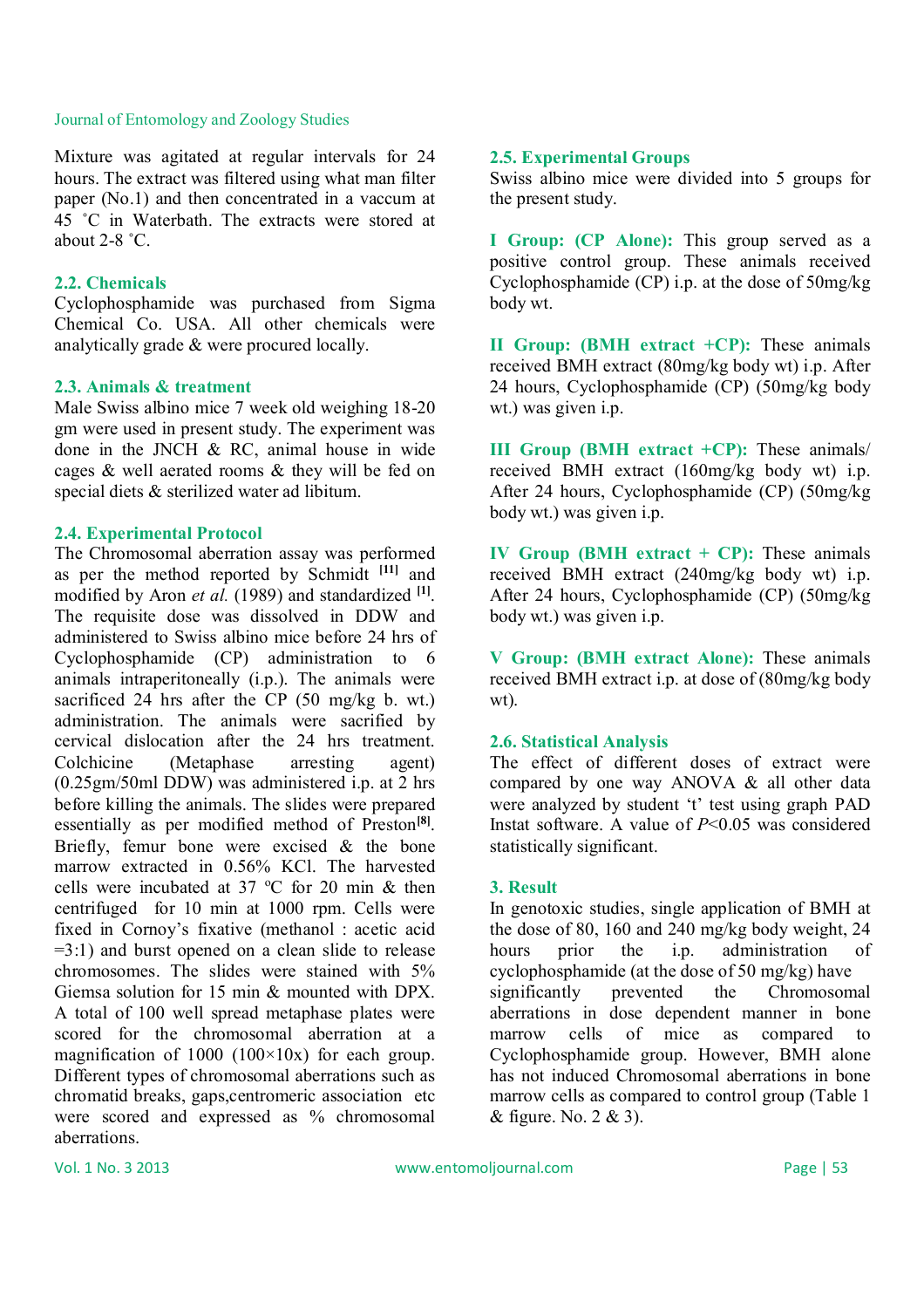Mixture was agitated at regular intervals for 24 hours. The extract was filtered using what man filter paper (No.1) and then concentrated in a vaccum at 45 ˚C in Waterbath. The extracts were stored at about 2-8 ˚C.

### 2.2. Chemicals

Cyclophosphamide was purchased from Sigma Chemical Co. USA. All other chemicals were analytically grade & were procured locally.

### 2.3. Animals & treatment

Male Swiss albino mice 7 week old weighing 18-20 gm were used in present study. The experiment was done in the JNCH & RC, animal house in wide cages & well aerated rooms & they will be fed on special diets & sterilized water ad libitum.

### 2.4. Experimental Protocol

The Chromosomal aberration assay was performed as per the method reported by Schmidt [11] and modified by Aron *et al.* (1989) and standardized [1]. The requisite dose was dissolved in DDW and administered to Swiss albino mice before 24 hrs of Cyclophosphamide (CP) administration to 6 animals intraperitoneally (i.p.). The animals were sacrificed 24 hrs after the CP (50 mg/kg b. wt.) administration. The animals were sacrified by cervical dislocation after the 24 hrs treatment. Colchicine (Metaphase arresting agent) (0.25gm/50ml DDW) was administered i.p. at 2 hrs before killing the animals. The slides were prepared essentially as per modified method of Preston[8]. Briefly, femur bone were excised & the bone marrow extracted in 0.56% KCl. The harvested cells were incubated at 37 ºC for 20 min & then centrifuged for 10 min at 1000 rpm. Cells were fixed in Cornoy's fixative (methanol : acetic acid =3:1) and burst opened on a clean slide to release chromosomes. The slides were stained with 5% Giemsa solution for 15 min & mounted with DPX. A total of 100 well spread metaphase plates were scored for the chromosomal aberration at a magnification of 1000 (100×10x) for each group. Different types of chromosomal aberrations such as chromatid breaks, gaps,centromeric association etc were scored and expressed as % chromosomal aberrations.

### 2.5. Experimental Groups

Swiss albino mice were divided into 5 groups for the present study.

**I Group: (CP Alone):** This group served as a positive control group. These animals received Cyclophosphamide (CP) i.p. at the dose of 50mg/kg body wt.

**II Group: (BMH extract +CP):** These animals received BMH extract (80mg/kg body wt) i.p. After 24 hours, Cyclophosphamide (CP) (50mg/kg body wt.) was given i.p.

**III Group (BMH extract +CP):** These animals/ received BMH extract (160mg/kg body wt) i.p. After 24 hours, Cyclophosphamide (CP) (50mg/kg body wt.) was given i.p.

**IV Group (BMH extract + CP):** These animals received BMH extract (240mg/kg body wt) i.p. After 24 hours, Cyclophosphamide (CP) (50mg/kg body wt.) was given i.p.

**V Group: (BMH extract Alone):** These animals received BMH extract i.p. at dose of (80mg/kg body wt).

### 2.6. Statistical Analysis

The effect of different doses of extract were compared by one way ANOVA & all other data were analyzed by student 't' test using graph PAD Instat software. A value of $P<0.05$ was considered statistically significant.

## 3. Result

In genotoxic studies, single application of BMH at the dose of 80, 160 and 240 mg/kg body weight, 24 hours prior the i.p. administration of cyclophosphamide (at the dose of 50 mg/kg) have significantly prevented the Chromosomal aberrations in dose dependent manner in bone marrow cells of mice as compared to Cyclophosphamide group. However, BMH alone has not induced Chromosomal aberrations in bone marrow cells as compared to control group (Table 1 & figure. No. 2 & 3).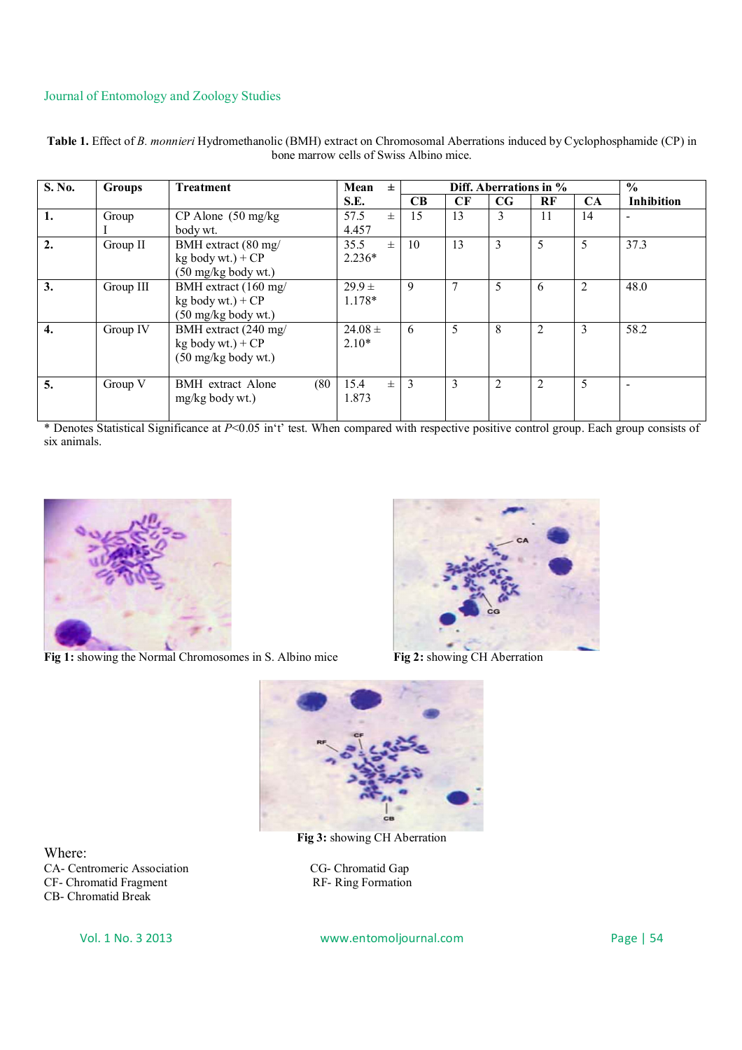**Table 1.** Effect of *B. monnieri* Hydromethanolic (BMH) extract on Chromosomal Aberrations induced by Cyclophosphamide (CP) in bone marrow cells of Swiss Albino mice.

| S. No. | Groups | Treatment | Mean ± S.E. | Diff. Aberrations in % | | | | | % Inhibition |
|---|---|---|---|---|---|---|---|---|---|
| | | | | CB | CF | CG | RF | CA | |
| 1. | Group I | CP Alone (50 mg/kg body wt. | 57.5 ± 4.457 | 15 | 13 | 3 | 11 | 14 | - |
| 2. | Group II | BMH extract (80 mg/ kg body wt.) + CP (50 mg/kg body wt.) | 35.5 ± 2.236* | 10 | 13 | 3 | 5 | 5 | 37.3 |
| 3. | Group III | BMH extract (160 mg/ kg body wt.) + CP (50 mg/kg body wt.) | 29.9 ± 1.178* | 9 | 7 | 5 | 6 | 2 | 48.0 |
| 4. | Group IV | BMH extract (240 mg/ kg body wt.) + CP (50 mg/kg body wt.) | 24.08 ± 2.10* | 6 | 5 | 8 | 2 | 3 | 58.2 |
| 5. | Group V | BMH extract Alone (80 mg/kg body wt.) | 15.4 ± 1.873 | 3 | 3 | 2 | 2 | 5 | - |

\* Denotes Statistical Significance at $P<0.05$ in't' test. When compared with respective positive control group. Each group consists of six animals.

**Fig 1:** showing the Normal Chromosomes in S. Albino mice

**Fig 2:** showing CH Aberration

**Fig 3:** showing CH Aberration

Where:

CA- Centromeric Association

CF- Chromatid Fragment

CB- Chromatid Break

CG- Chromatid Gap

RF- Ring Formation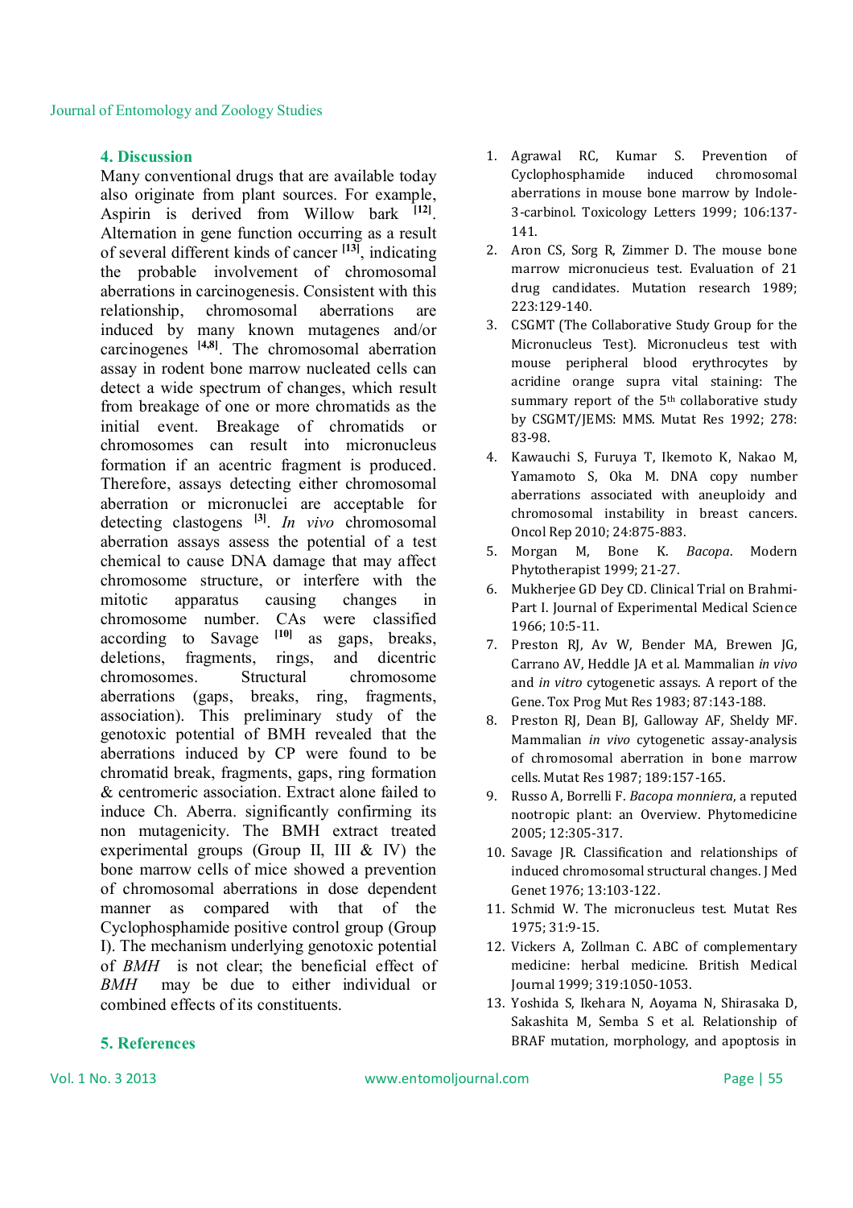## 4. Discussion

Many conventional drugs that are available today also originate from plant sources. For example, Aspirin is derived from Willow bark [12]. Alternation in gene function occurring as a result of several different kinds of cancer [13], indicating the probable involvement of chromosomal aberrations in carcinogenesis. Consistent with this relationship, chromosomal aberrations are induced by many known mutagenes and/or carcinogenes [4,8]. The chromosomal aberration assay in rodent bone marrow nucleated cells can detect a wide spectrum of changes, which result from breakage of one or more chromatids as the initial event. Breakage of chromatids or chromosomes can result into micronucleus formation if an acentric fragment is produced. Therefore, assays detecting either chromosomal aberration or micronuclei are acceptable for detecting clastogens [3]. *In vivo* chromosomal aberration assays assess the potential of a test chemical to cause DNA damage that may affect chromosome structure, or interfere with the mitotic apparatus causing changes in chromosome number. CAs were classified according to Savage [10] as gaps, breaks, deletions, fragments, rings, and dicentric chromosomes. Structural chromosome aberrations (gaps, breaks, ring, fragments, association). This preliminary study of the genotoxic potential of BMH revealed that the aberrations induced by CP were found to be chromatid break, fragments, gaps, ring formation & centromeric association. Extract alone failed to induce Ch. Aberra. significantly confirming its non mutagenicity. The BMH extract treated experimental groups (Group II, III & IV) the bone marrow cells of mice showed a prevention of chromosomal aberrations in dose dependent manner as compared with that of the Cyclophosphamide positive control group (Group I). The mechanism underlying genotoxic potential of *BMH* is not clear; the beneficial effect of *BMH* may be due to either individual or combined effects of its constituents.

## 5. References

1. Agrawal RC, Kumar S. Prevention of Cyclophosphamide induced chromosomal aberrations in mouse bone marrow by Indole-3-carbinol. Toxicology Letters 1999; 106:137-141.
2. Aron CS, Sorg R, Zimmer D. The mouse bone marrow micronucieus test. Evaluation of 21 drug candidates. Mutation research 1989; 223:129-140.
3. CSGMT (The Collaborative Study Group for the Micronucleus Test). Micronucleus test with mouse peripheral blood erythrocytes by acridine orange supra vital staining: The summary report of the 5th collaborative study by CSGMT/JEMS: MMS. Mutat Res 1992; 278: 83-98.
4. Kawauchi S, Furuya T, Ikemoto K, Nakao M, Yamamoto S, Oka M. DNA copy number aberrations associated with aneuploidy and chromosomal instability in breast cancers. Oncol Rep 2010; 24:875-883.
5. Morgan M, Bone K. *Bacopa*. Modern Phytotherapist 1999; 21-27.
6. Mukherjee GD Dey CD. Clinical Trial on Brahmi-Part I. Journal of Experimental Medical Science 1966; 10:5-11.
7. Preston RJ, Av W, Bender MA, Brewen JG, Carrano AV, Heddle JA et al. Mammalian *in vivo* and *in vitro* cytogenetic assays. A report of the Gene. Tox Prog Mut Res 1983; 87:143-188.
8. Preston RJ, Dean BJ, Galloway AF, Sheldy MF. Mammalian *in vivo* cytogenetic assay-analysis of chromosomal aberration in bone marrow cells. Mutat Res 1987; 189:157-165.
9. Russo A, Borrelli F. *Bacopa monniera*, a reputed nootropic plant: an Overview. Phytomedicine 2005; 12:305-317.
10. Savage JR. Classification and relationships of induced chromosomal structural changes. J Med Genet 1976; 13:103-122.
11. Schmid W. The micronucleus test. Mutat Res 1975; 31:9-15.
12. Vickers A, Zollman C. ABC of complementary medicine: herbal medicine. British Medical Journal 1999; 319:1050-1053.
13. Yoshida S, Ikehara N, Aoyama N, Shirasaka D, Sakashita M, Semba S et al. Relationship of BRAF mutation, morphology, and apoptosis in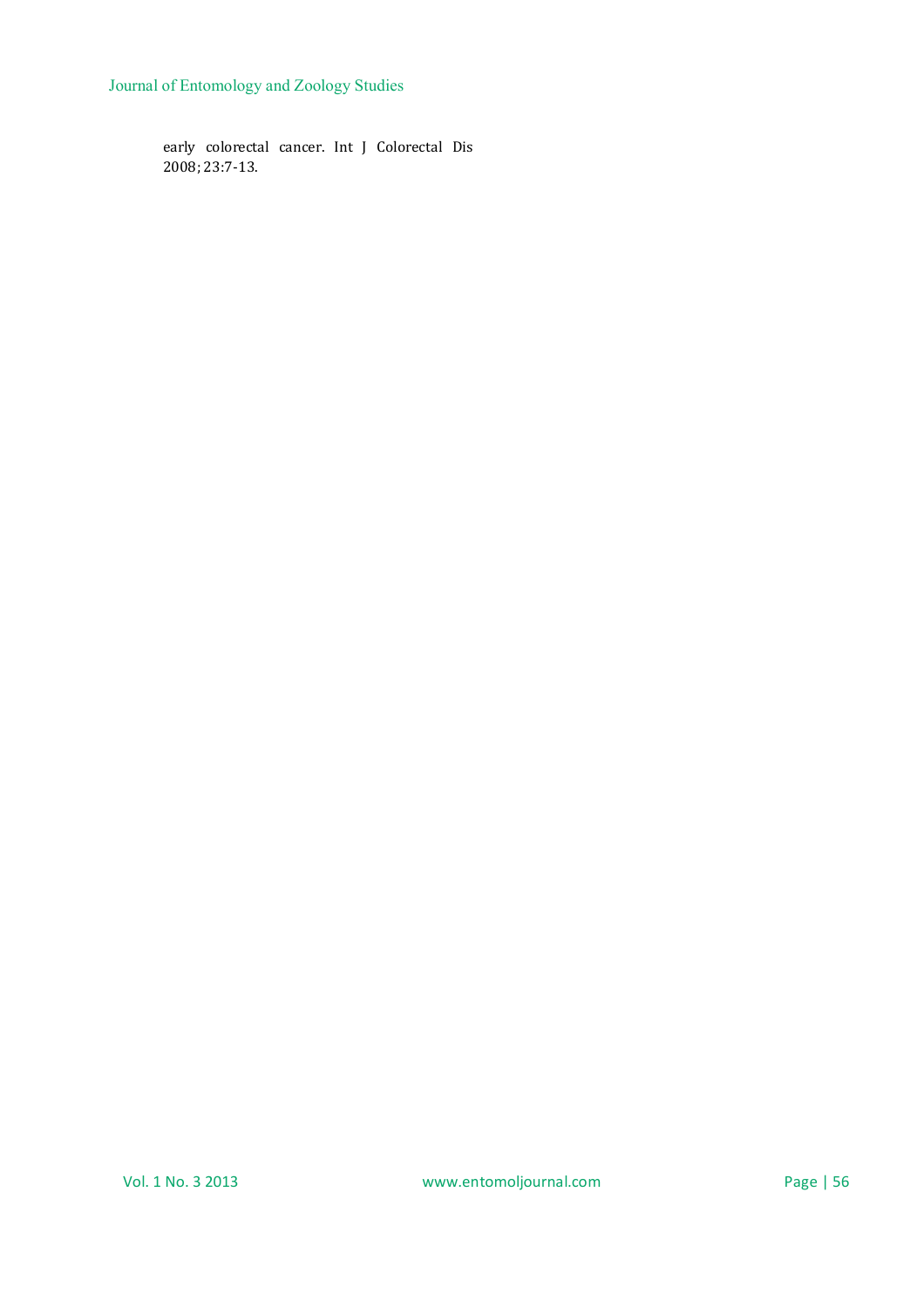early colorectal cancer. Int J Colorectal Dis 2008; 23:7-13.